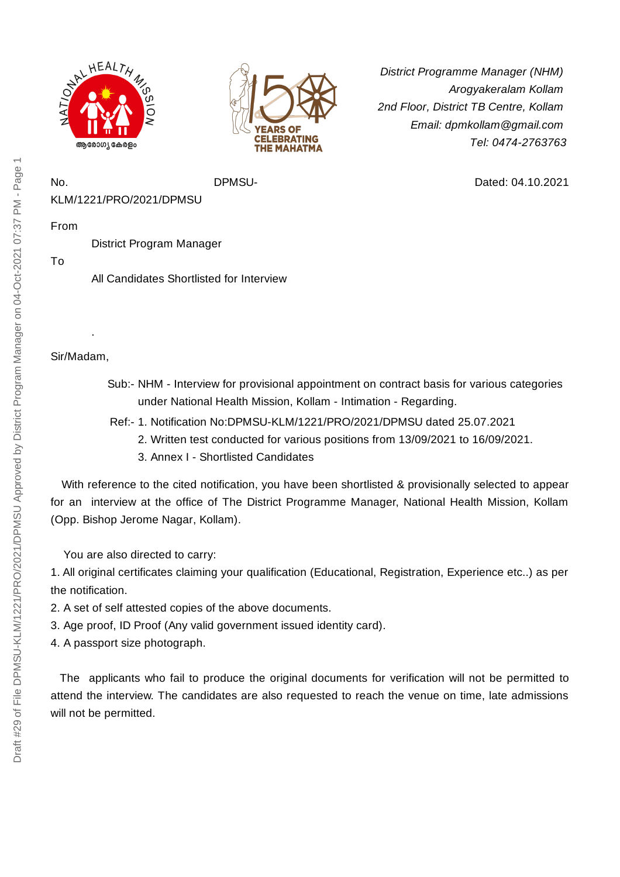*District Programme Manager (NHM)*
*Arogyakeralam Kollam*
*2nd Floor, District TB Centre, Kollam*
*Email: dpmkollam@gmail.com*
*Tel: 0474-2763763*

No. DPMSU-KLM/1221/PRO/2021/DPMSU Dated: 04.10.2021

From

District Program Manager

To

All Candidates Shortlisted for Interview

.

Sir/Madam,

Sub:- NHM - Interview for provisional appointment on contract basis for various categories under National Health Mission, Kollam - Intimation - Regarding.

Ref:- 1. Notification No:DPMSU-KLM/1221/PRO/2021/DPMSU dated 25.07.2021
2. Written test conducted for various positions from 13/09/2021 to 16/09/2021.
3. Annex I - Shortlisted Candidates

With reference to the cited notification, you have been shortlisted & provisionally selected to appear for an interview at the office of The District Programme Manager, National Health Mission, Kollam (Opp. Bishop Jerome Nagar, Kollam).

You are also directed to carry:

1. All original certificates claiming your qualification (Educational, Registration, Experience etc..) as per the notification.
2. A set of self attested copies of the above documents.
3. Age proof, ID Proof (Any valid government issued identity card).
4. A passport size photograph.

The applicants who fail to produce the original documents for verification will not be permitted to attend the interview. The candidates are also requested to reach the venue on time, late admissions will not be permitted.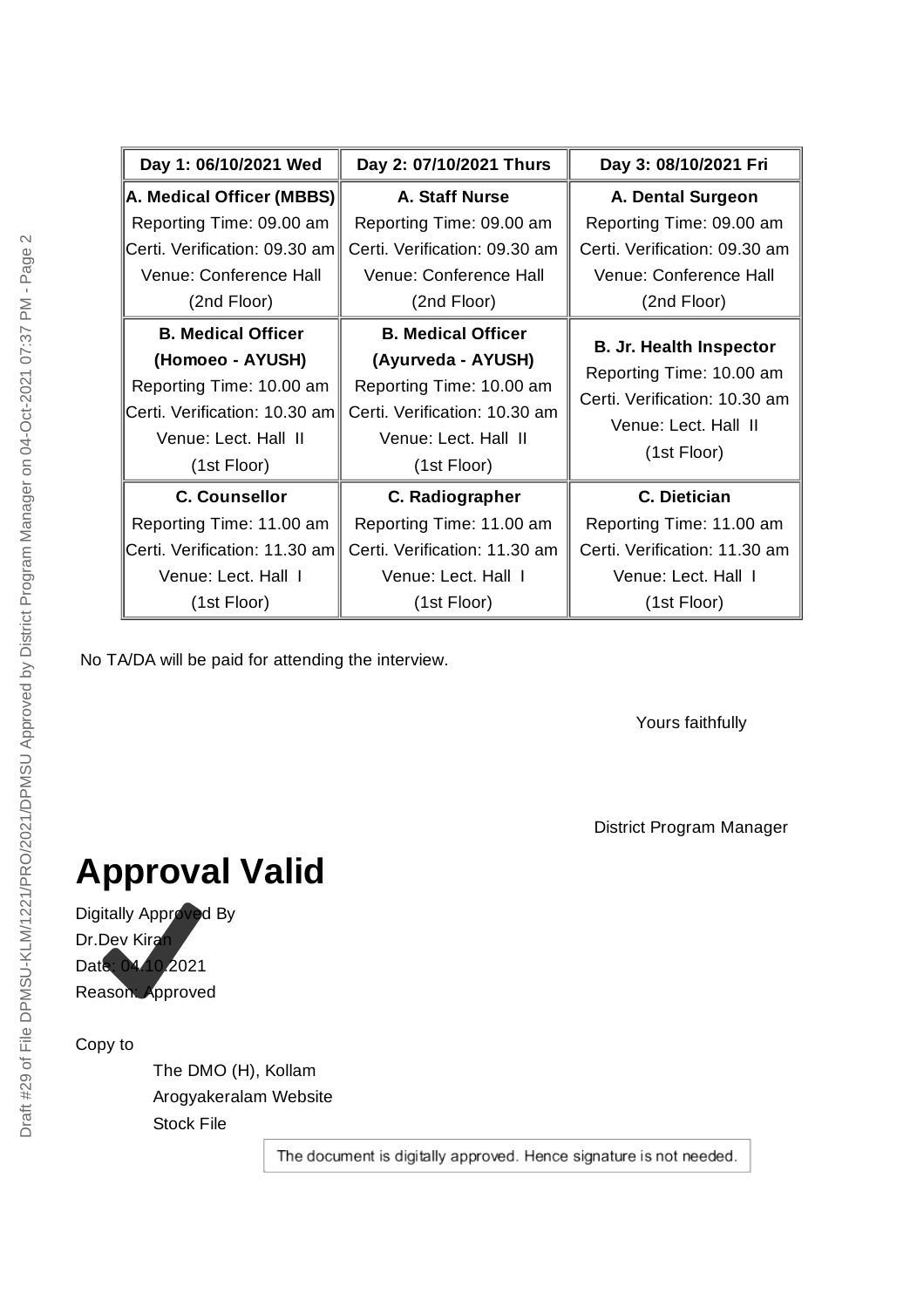| Day 1: 06/10/2021 Wed | Day 2: 07/10/2021 Thurs | Day 3: 08/10/2021 Fri |
|---|---|---|
| **A. Medical Officer (MBBS)**<br>Reporting Time: 09.00 am<br>Certi. Verification: 09.30 am<br>Venue: Conference Hall (2nd Floor) | **A. Staff Nurse**<br>Reporting Time: 09.00 am<br>Certi. Verification: 09.30 am<br>Venue: Conference Hall (2nd Floor) | **A. Dental Surgeon**<br>Reporting Time: 09.00 am<br>Certi. Verification: 09.30 am<br>Venue: Conference Hall (2nd Floor) |
| **B. Medical Officer (Homoeo - AYUSH)**<br>Reporting Time: 10.00 am<br>Certi. Verification: 10.30 am<br>Venue: Lect. Hall II (1st Floor) | **B. Medical Officer (Ayurveda - AYUSH)**<br>Reporting Time: 10.00 am<br>Certi. Verification: 10.30 am<br>Venue: Lect. Hall II (1st Floor) | **B. Jr. Health Inspector**<br>Reporting Time: 10.00 am<br>Certi. Verification: 10.30 am<br>Venue: Lect. Hall II (1st Floor) |
| **C. Counsellor**<br>Reporting Time: 11.00 am<br>Certi. Verification: 11.30 am<br>Venue: Lect. Hall I (1st Floor) | **C. Radiographer**<br>Reporting Time: 11.00 am<br>Certi. Verification: 11.30 am<br>Venue: Lect. Hall I (1st Floor) | **C. Dietician**<br>Reporting Time: 11.00 am<br>Certi. Verification: 11.30 am<br>Venue: Lect. Hall I (1st Floor) |

No TA/DA will be paid for attending the interview.

Yours faithfully

District Program Manager

# Approval Valid

Digitally Approved By
Dr.Dev Kiran
Date: 04.10.2021
Reason: Approved

Copy to

The DMO (H), Kollam
Arogyakeralam Website
Stock File

The document is digitally approved. Hence signature is not needed.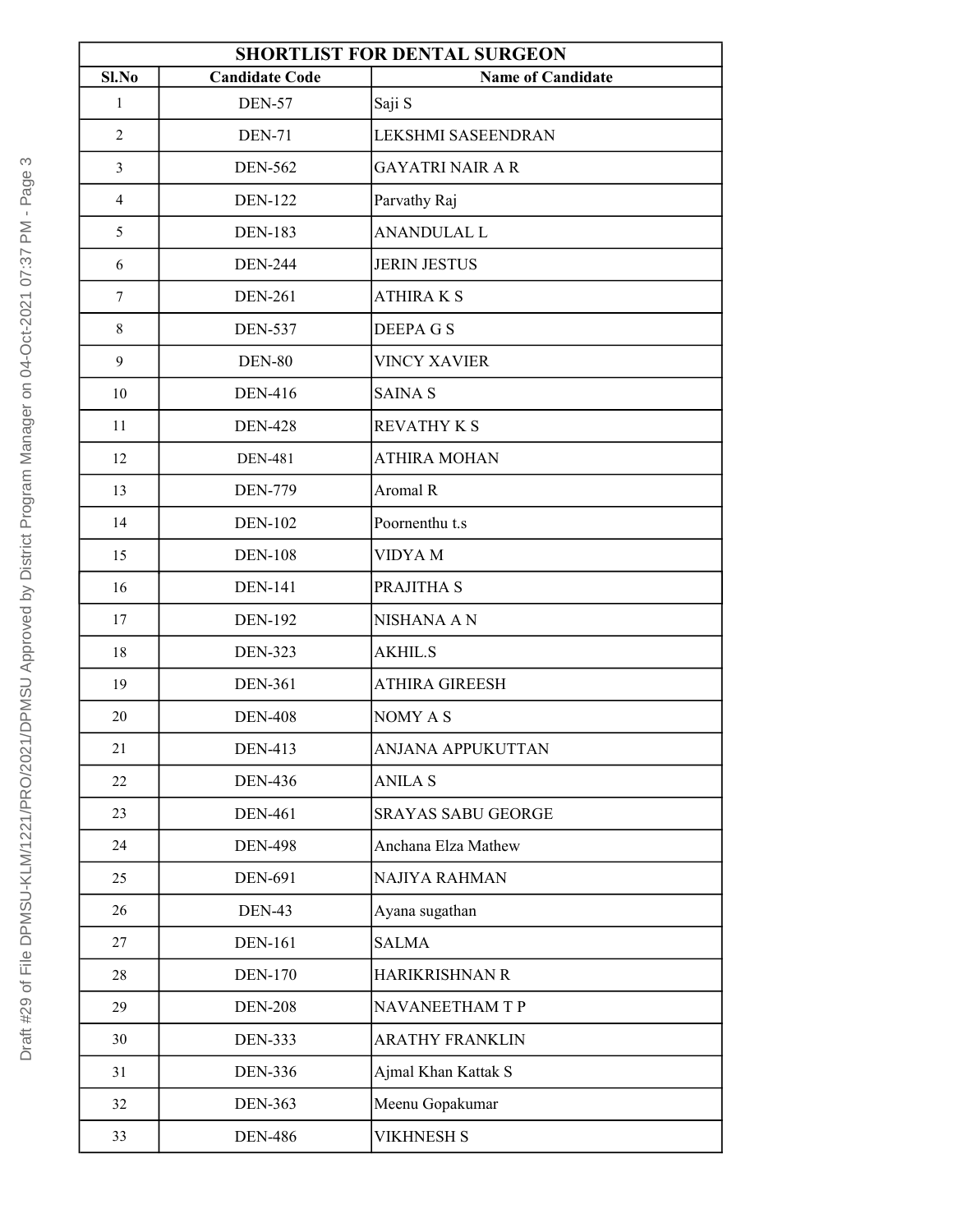| SHORTLIST FOR DENTAL SURGEON | | |
|---|---|---|
| **Sl.No** | **Candidate Code** | **Name of Candidate** |
| 1 | DEN-57 | Saji S |
| 2 | DEN-71 | LEKSHMI SASEENDRAN |
| 3 | DEN-562 | GAYATRI NAIR A R |
| 4 | DEN-122 | Parvathy Raj |
| 5 | DEN-183 | ANANDULAL L |
| 6 | DEN-244 | JERIN JESTUS |
| 7 | DEN-261 | ATHIRA K S |
| 8 | DEN-537 | DEEPA G S |
| 9 | DEN-80 | VINCY XAVIER |
| 10 | DEN-416 | SAINA S |
| 11 | DEN-428 | REVATHY K S |
| 12 | DEN-481 | ATHIRA MOHAN |
| 13 | DEN-779 | Aromal R |
| 14 | DEN-102 | Poornenthu t.s |
| 15 | DEN-108 | VIDYA M |
| 16 | DEN-141 | PRAJITHA S |
| 17 | DEN-192 | NISHANA A N |
| 18 | DEN-323 | AKHIL.S |
| 19 | DEN-361 | ATHIRA GIREESH |
| 20 | DEN-408 | NOMY A S |
| 21 | DEN-413 | ANJANA APPUKUTTAN |
| 22 | DEN-436 | ANILA S |
| 23 | DEN-461 | SRAYAS SABU GEORGE |
| 24 | DEN-498 | Anchana Elza Mathew |
| 25 | DEN-691 | NAJIYA RAHMAN |
| 26 | DEN-43 | Ayana sugathan |
| 27 | DEN-161 | SALMA |
| 28 | DEN-170 | HARIKRISHNAN R |
| 29 | DEN-208 | NAVANEETHAM T P |
| 30 | DEN-333 | ARATHY FRANKLIN |
| 31 | DEN-336 | Ajmal Khan Kattak S |
| 32 | DEN-363 | Meenu Gopakumar |
| 33 | DEN-486 | VIKHNESH S |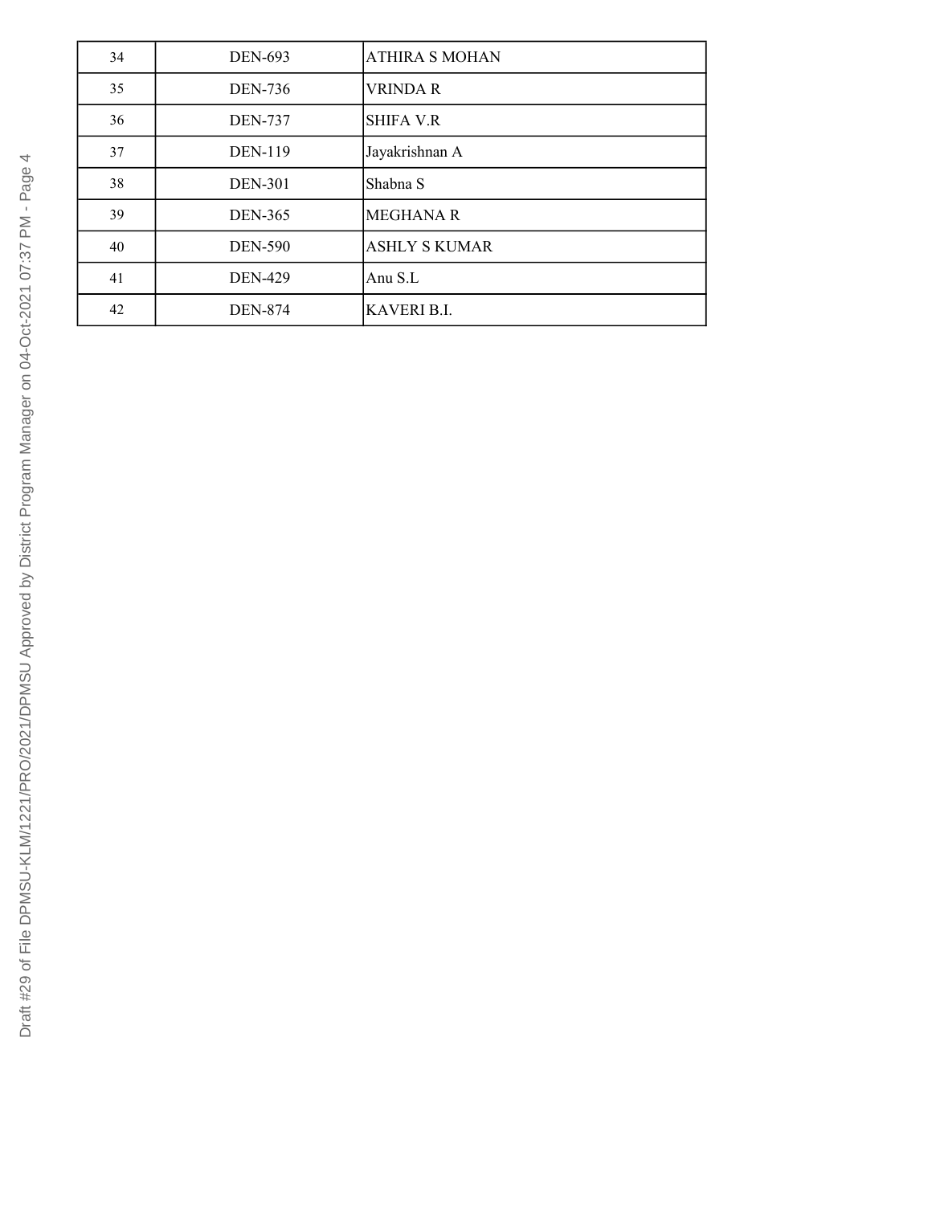| 34 | DEN-693 | ATHIRA S MOHAN |
|---|---|---|
| 35 | DEN-736 | VRINDA R |
| 36 | DEN-737 | SHIFA V.R |
| 37 | DEN-119 | Jayakrishnan A |
| 38 | DEN-301 | Shabna S |
| 39 | DEN-365 | MEGHANA R |
| 40 | DEN-590 | ASHLY S KUMAR |
| 41 | DEN-429 | Anu S.L |
| 42 | DEN-874 | KAVERI B.I. |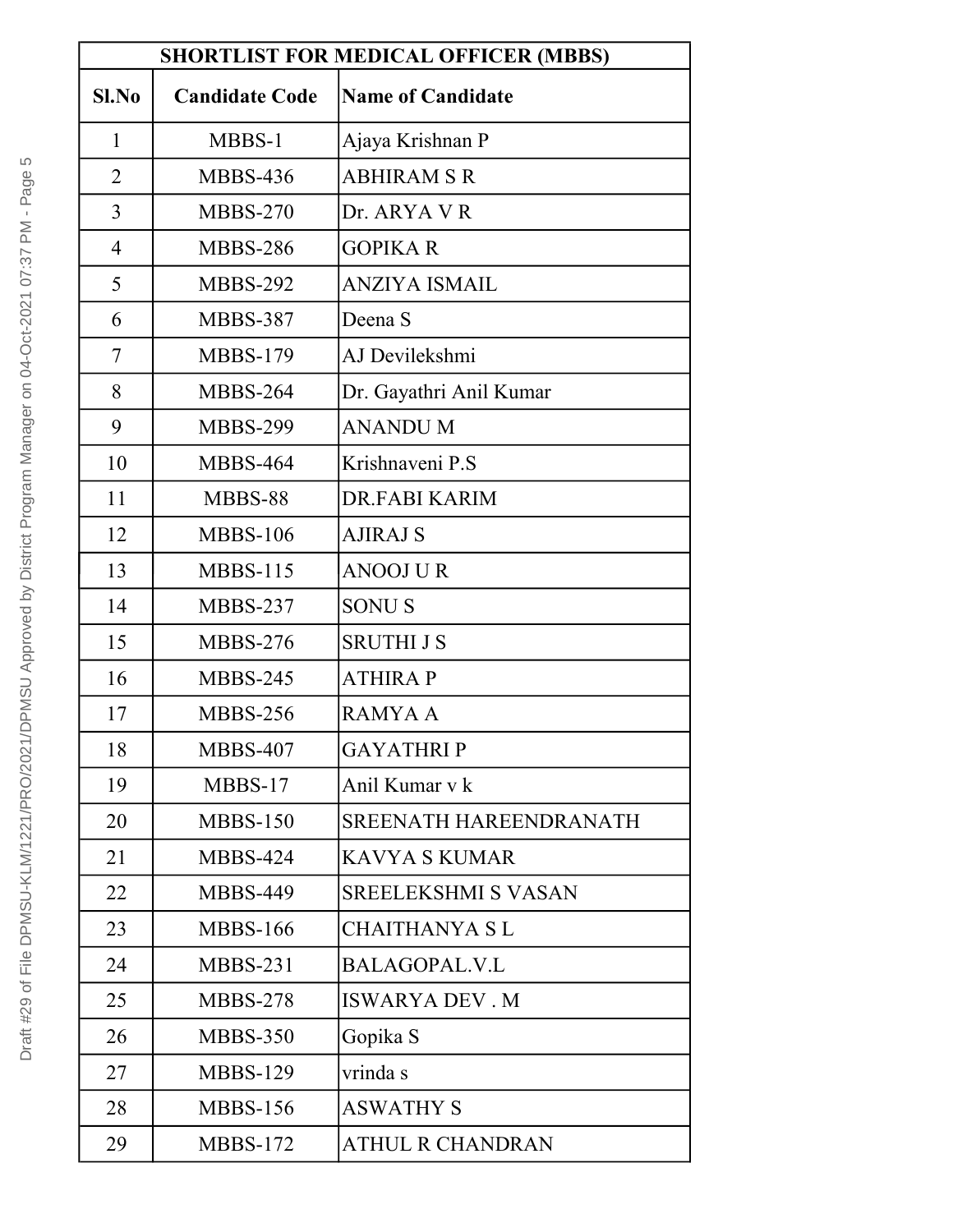| SHORTLIST FOR MEDICAL OFFICER (MBBS) | | |
|---|---|---|
| **Sl.No** | **Candidate Code** | **Name of Candidate** |
| 1 | MBBS-1 | Ajaya Krishnan P |
| 2 | MBBS-436 | ABHIRAM S R |
| 3 | MBBS-270 | Dr. ARYA V R |
| 4 | MBBS-286 | GOPIKA R |
| 5 | MBBS-292 | ANZIYA ISMAIL |
| 6 | MBBS-387 | Deena S |
| 7 | MBBS-179 | AJ Devilekshmi |
| 8 | MBBS-264 | Dr. Gayathri Anil Kumar |
| 9 | MBBS-299 | ANANDU M |
| 10 | MBBS-464 | Krishnaveni P.S |
| 11 | MBBS-88 | DR.FABI KARIM |
| 12 | MBBS-106 | AJIRAJ S |
| 13 | MBBS-115 | ANOOJ U R |
| 14 | MBBS-237 | SONU S |
| 15 | MBBS-276 | SRUTHI J S |
| 16 | MBBS-245 | ATHIRA P |
| 17 | MBBS-256 | RAMYA A |
| 18 | MBBS-407 | GAYATHRI P |
| 19 | MBBS-17 | Anil Kumar v k |
| 20 | MBBS-150 | SREENATH HAREENDRANATH |
| 21 | MBBS-424 | KAVYA S KUMAR |
| 22 | MBBS-449 | SREELEKSHMI S VASAN |
| 23 | MBBS-166 | CHAITHANYA S L |
| 24 | MBBS-231 | BALAGOPAL.V.L |
| 25 | MBBS-278 | ISWARYA DEV . M |
| 26 | MBBS-350 | Gopika S |
| 27 | MBBS-129 | vrinda s |
| 28 | MBBS-156 | ASWATHY S |
| 29 | MBBS-172 | ATHUL R CHANDRAN |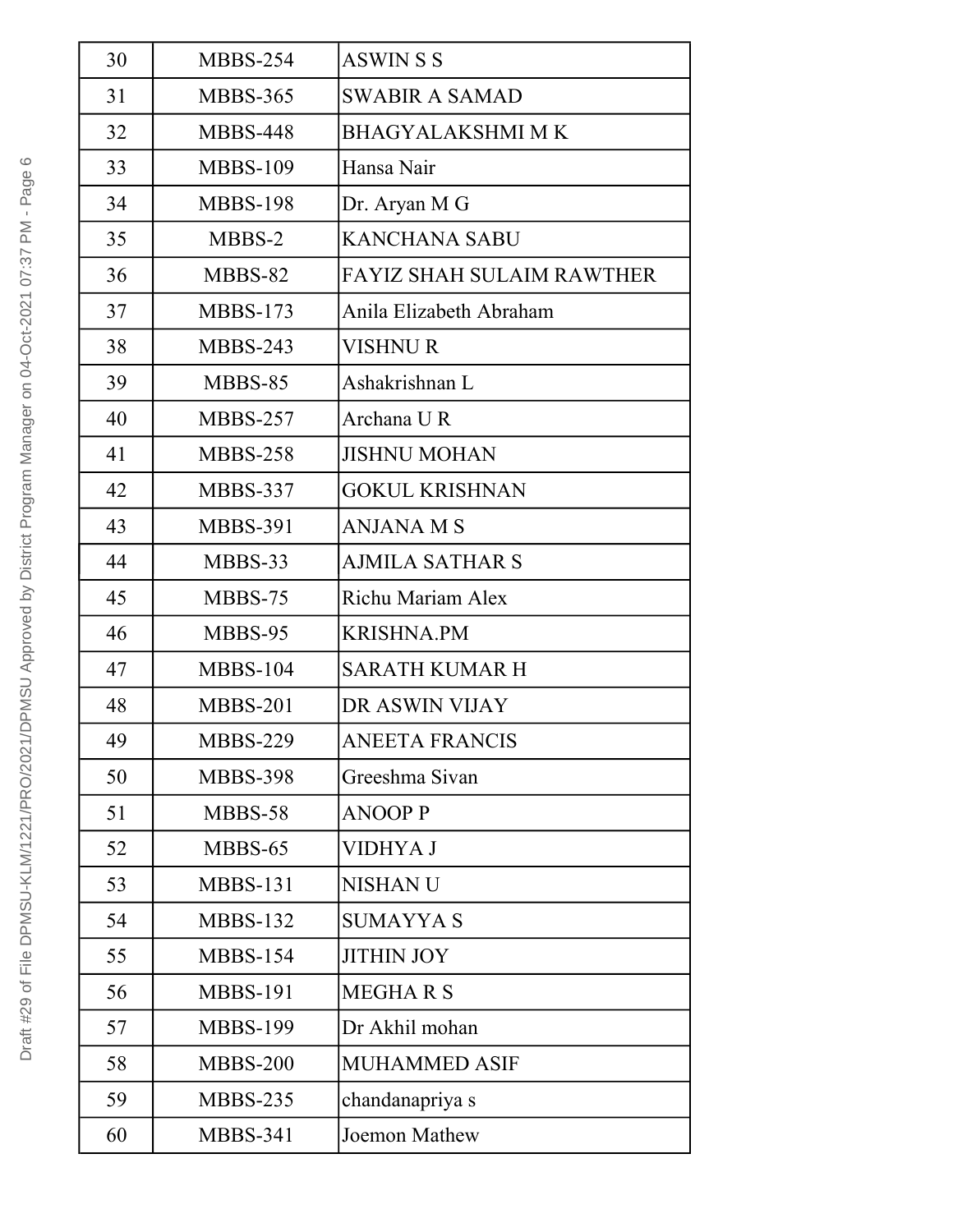| 30 | MBBS-254 | ASWIN S S |
|---|---|---|
| 31 | MBBS-365 | SWABIR A SAMAD |
| 32 | MBBS-448 | BHAGYALAKSHMI M K |
| 33 | MBBS-109 | Hansa Nair |
| 34 | MBBS-198 | Dr. Aryan M G |
| 35 | MBBS-2 | KANCHANA SABU |
| 36 | MBBS-82 | FAYIZ SHAH SULAIM RAWTHER |
| 37 | MBBS-173 | Anila Elizabeth Abraham |
| 38 | MBBS-243 | VISHNU R |
| 39 | MBBS-85 | Ashakrishnan L |
| 40 | MBBS-257 | Archana U R |
| 41 | MBBS-258 | JISHNU MOHAN |
| 42 | MBBS-337 | GOKUL KRISHNAN |
| 43 | MBBS-391 | ANJANA M S |
| 44 | MBBS-33 | AJMILA SATHAR S |
| 45 | MBBS-75 | Richu Mariam Alex |
| 46 | MBBS-95 | KRISHNA.PM |
| 47 | MBBS-104 | SARATH KUMAR H |
| 48 | MBBS-201 | DR ASWIN VIJAY |
| 49 | MBBS-229 | ANEETA FRANCIS |
| 50 | MBBS-398 | Greeshma Sivan |
| 51 | MBBS-58 | ANOOP P |
| 52 | MBBS-65 | VIDHYA J |
| 53 | MBBS-131 | NISHAN U |
| 54 | MBBS-132 | SUMAYYA S |
| 55 | MBBS-154 | JITHIN JOY |
| 56 | MBBS-191 | MEGHA R S |
| 57 | MBBS-199 | Dr Akhil mohan |
| 58 | MBBS-200 | MUHAMMED ASIF |
| 59 | MBBS-235 | chandanapriya s |
| 60 | MBBS-341 | Joemon Mathew |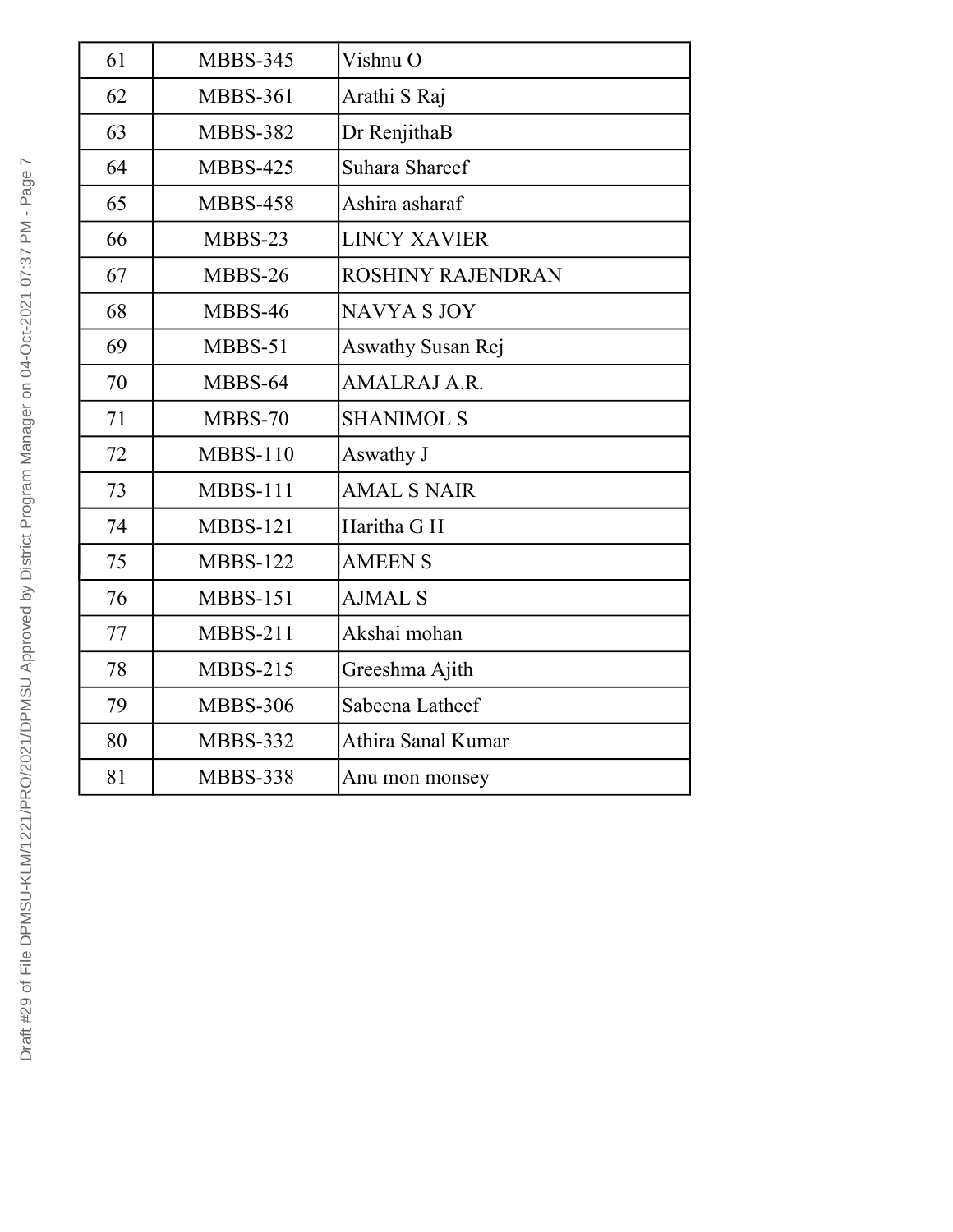| 61 | MBBS-345 | Vishnu O |
|---|---|---|
| 62 | MBBS-361 | Arathi S Raj |
| 63 | MBBS-382 | Dr RenjithaB |
| 64 | MBBS-425 | Suhara Shareef |
| 65 | MBBS-458 | Ashira asharaf |
| 66 | MBBS-23 | LINCY XAVIER |
| 67 | MBBS-26 | ROSHINY RAJENDRAN |
| 68 | MBBS-46 | NAVYA S JOY |
| 69 | MBBS-51 | Aswathy Susan Rej |
| 70 | MBBS-64 | AMALRAJ A.R. |
| 71 | MBBS-70 | SHANIMOL S |
| 72 | MBBS-110 | Aswathy J |
| 73 | MBBS-111 | AMAL S NAIR |
| 74 | MBBS-121 | Haritha G H |
| 75 | MBBS-122 | AMEEN S |
| 76 | MBBS-151 | AJMAL S |
| 77 | MBBS-211 | Akshai mohan |
| 78 | MBBS-215 | Greeshma Ajith |
| 79 | MBBS-306 | Sabeena Latheef |
| 80 | MBBS-332 | Athira Sanal Kumar |
| 81 | MBBS-338 | Anu mon monsey |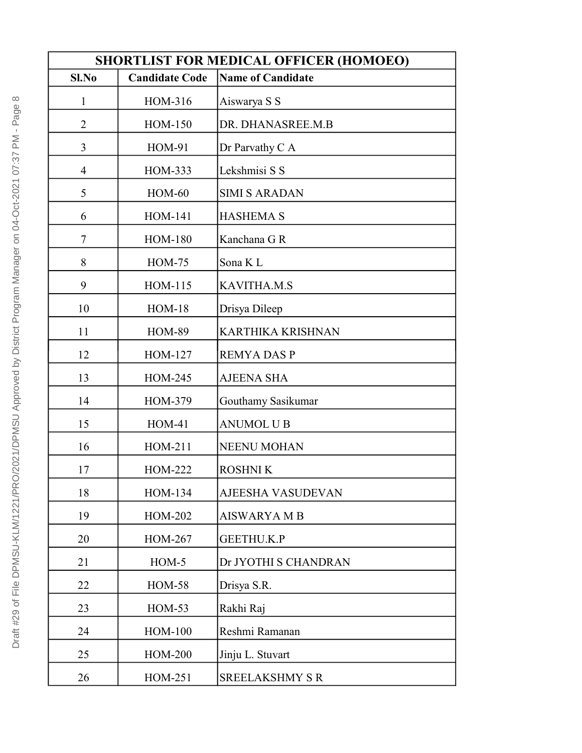| SHORTLIST FOR MEDICAL OFFICER (HOMOEO) | | |
|---|---|---|
| **Sl.No** | **Candidate Code** | **Name of Candidate** |
| 1 | HOM-316 | Aiswarya S S |
| 2 | HOM-150 | DR. DHANASREE.M.B |
| 3 | HOM-91 | Dr Parvathy C A |
| 4 | HOM-333 | Lekshmisi S S |
| 5 | HOM-60 | SIMI S ARADAN |
| 6 | HOM-141 | HASHEMA S |
| 7 | HOM-180 | Kanchana G R |
| 8 | HOM-75 | Sona K L |
| 9 | HOM-115 | KAVITHA.M.S |
| 10 | HOM-18 | Drisya Dileep |
| 11 | HOM-89 | KARTHIKA KRISHNAN |
| 12 | HOM-127 | REMYA DAS P |
| 13 | HOM-245 | AJEENA SHA |
| 14 | HOM-379 | Gouthamy Sasikumar |
| 15 | HOM-41 | ANUMOL U B |
| 16 | HOM-211 | NEENU MOHAN |
| 17 | HOM-222 | ROSHNI K |
| 18 | HOM-134 | AJEESHA VASUDEVAN |
| 19 | HOM-202 | AISWARYA M B |
| 20 | HOM-267 | GEETHU.K.P |
| 21 | HOM-5 | Dr JYOTHI S CHANDRAN |
| 22 | HOM-58 | Drisya S.R. |
| 23 | HOM-53 | Rakhi Raj |
| 24 | HOM-100 | Reshmi Ramanan |
| 25 | HOM-200 | Jinju L. Stuvart |
| 26 | HOM-251 | SREELAKSHMY S R |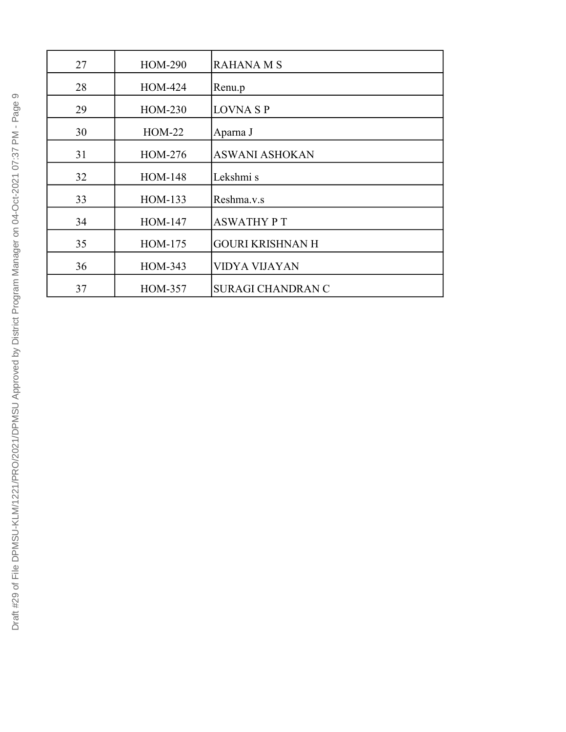| 27 | HOM-290 | RAHANA M S |
|---|---|---|
| 28 | HOM-424 | Renu.p |
| 29 | HOM-230 | LOVNA S P |
| 30 | HOM-22 | Aparna J |
| 31 | HOM-276 | ASWANI ASHOKAN |
| 32 | HOM-148 | Lekshmi s |
| 33 | HOM-133 | Reshma.v.s |
| 34 | HOM-147 | ASWATHY P T |
| 35 | HOM-175 | GOURI KRISHNAN H |
| 36 | HOM-343 | VIDYA VIJAYAN |
| 37 | HOM-357 | SURAGI CHANDRAN C |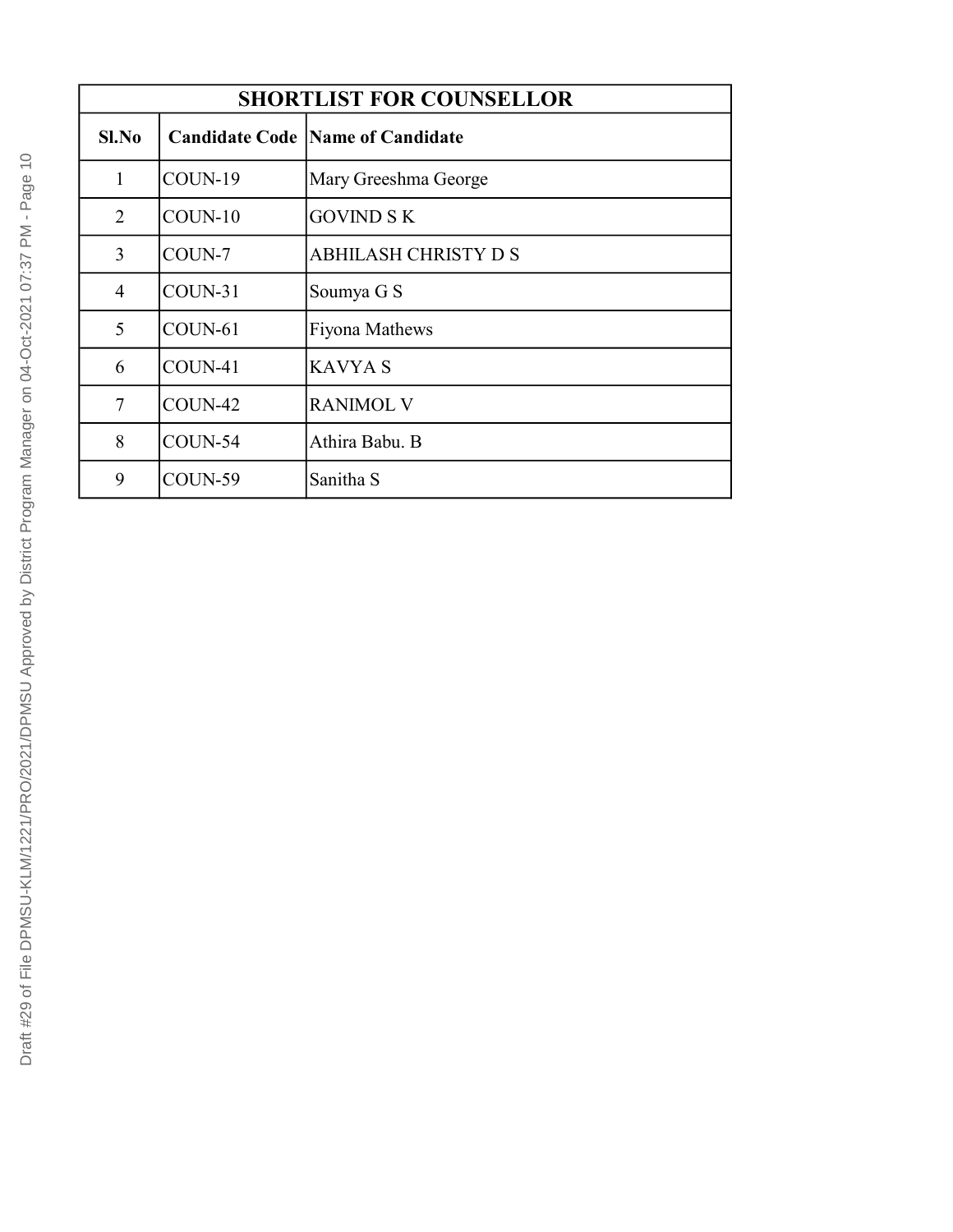| SHORTLIST FOR COUNSELLOR | | |
|---|---|---|
| **Sl.No** | **Candidate Code** | **Name of Candidate** |
| 1 | COUN-19 | Mary Greeshma George |
| 2 | COUN-10 | GOVIND S K |
| 3 | COUN-7 | ABHILASH CHRISTY D S |
| 4 | COUN-31 | Soumya G S |
| 5 | COUN-61 | Fiyona Mathews |
| 6 | COUN-41 | KAVYA S |
| 7 | COUN-42 | RANIMOL V |
| 8 | COUN-54 | Athira Babu. B |
| 9 | COUN-59 | Sanitha S |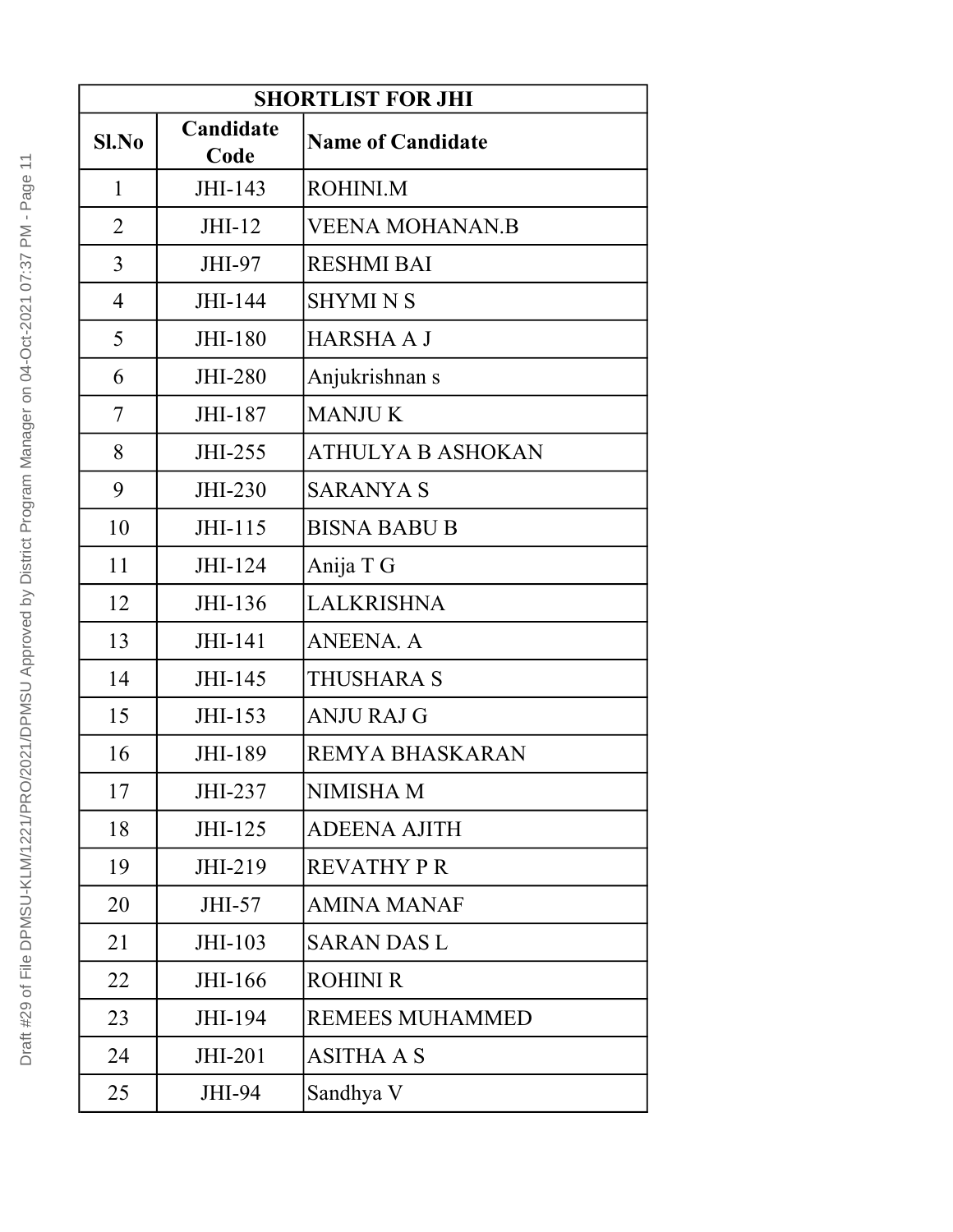| SHORTLIST FOR JHI | | |
|---|---|---|
| **Sl.No** | **Candidate Code** | **Name of Candidate** |
| 1 | JHI-143 | ROHINI.M |
| 2 | JHI-12 | VEENA MOHANAN.B |
| 3 | JHI-97 | RESHMI BAI |
| 4 | JHI-144 | SHYMI N S |
| 5 | JHI-180 | HARSHA A J |
| 6 | JHI-280 | Anjukrishnan s |
| 7 | JHI-187 | MANJU K |
| 8 | JHI-255 | ATHULYA B ASHOKAN |
| 9 | JHI-230 | SARANYA S |
| 10 | JHI-115 | BISNA BABU B |
| 11 | JHI-124 | Anija T G |
| 12 | JHI-136 | LALKRISHNA |
| 13 | JHI-141 | ANEENA. A |
| 14 | JHI-145 | THUSHARA S |
| 15 | JHI-153 | ANJU RAJ G |
| 16 | JHI-189 | REMYA BHASKARAN |
| 17 | JHI-237 | NIMISHA M |
| 18 | JHI-125 | ADEENA AJITH |
| 19 | JHI-219 | REVATHY P R |
| 20 | JHI-57 | AMINA MANAF |
| 21 | JHI-103 | SARAN DAS L |
| 22 | JHI-166 | ROHINI R |
| 23 | JHI-194 | REMEES MUHAMMED |
| 24 | JHI-201 | ASITHA A S |
| 25 | JHI-94 | Sandhya V |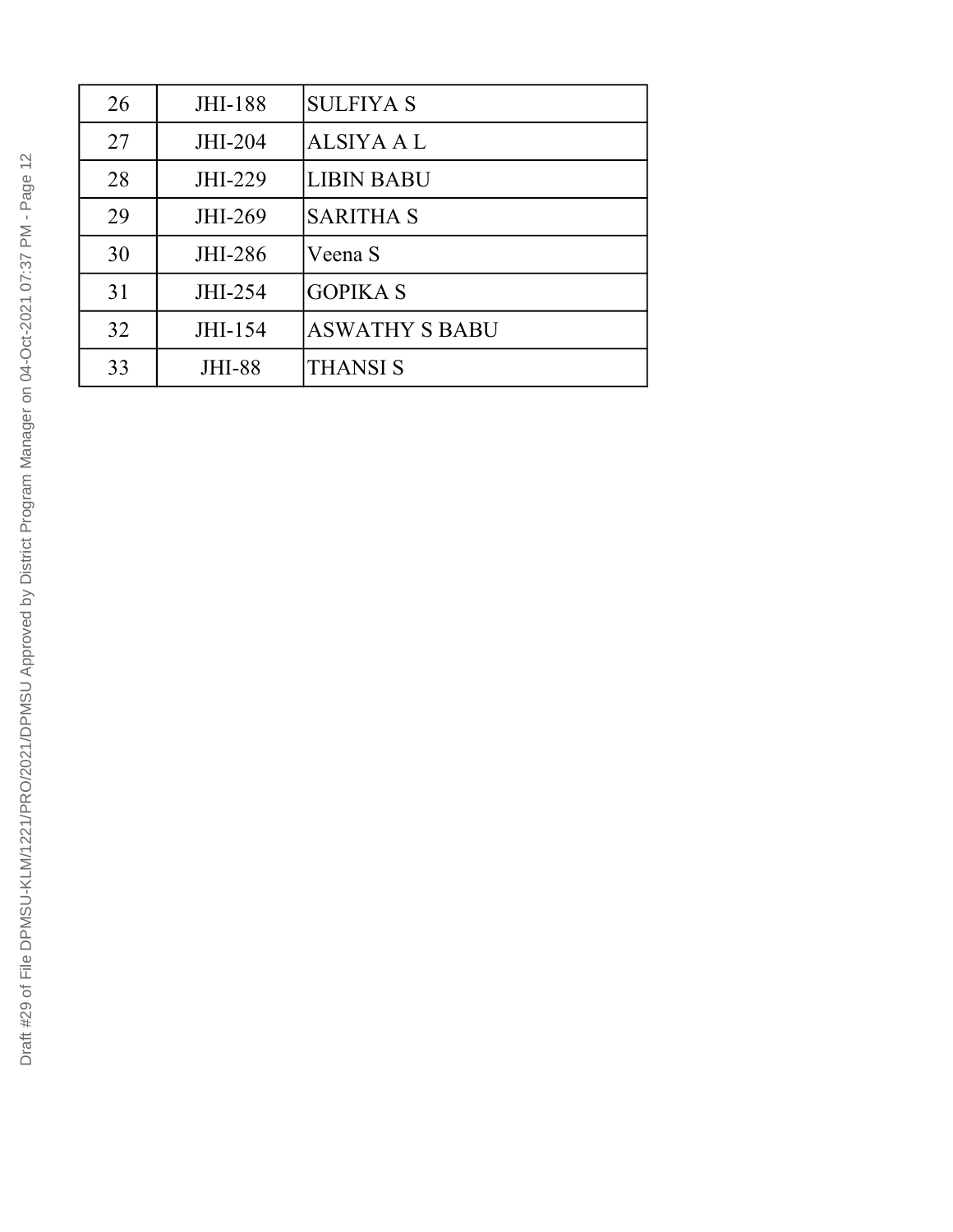| 26 | JHI-188 | SULFIYA S |
|---|---|---|
| 27 | JHI-204 | ALSIYA A L |
| 28 | JHI-229 | LIBIN BABU |
| 29 | JHI-269 | SARITHA S |
| 30 | JHI-286 | Veena S |
| 31 | JHI-254 | GOPIKA S |
| 32 | JHI-154 | ASWATHY S BABU |
| 33 | JHI-88 | THANSI S |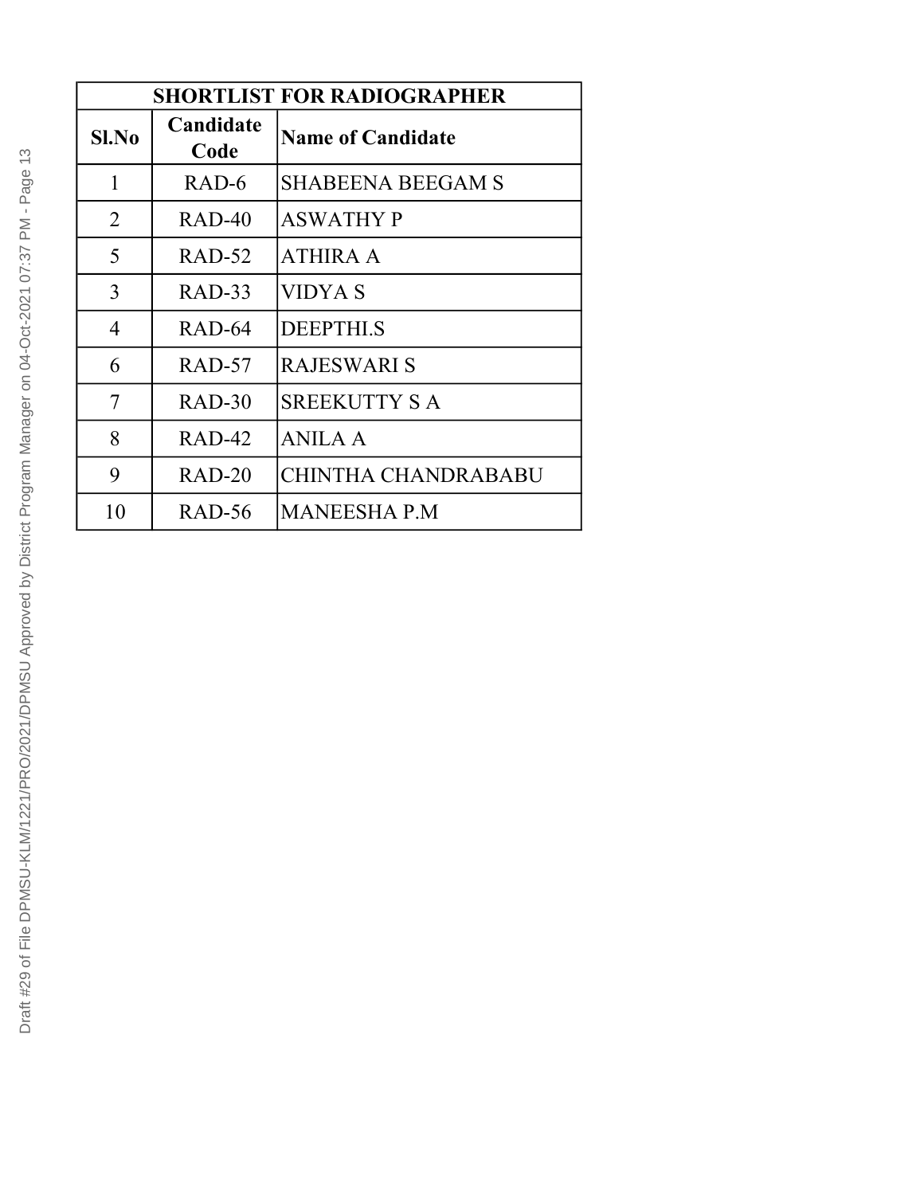| SHORTLIST FOR RADIOGRAPHER | | |
|---|---|---|
| **Sl.No** | **Candidate Code** | **Name of Candidate** |
| 1 | RAD-6 | SHABEENA BEEGAM S |
| 2 | RAD-40 | ASWATHY P |
| 5 | RAD-52 | ATHIRA A |
| 3 | RAD-33 | VIDYA S |
| 4 | RAD-64 | DEEPTHI.S |
| 6 | RAD-57 | RAJESWARI S |
| 7 | RAD-30 | SREEKUTTY S A |
| 8 | RAD-42 | ANILA A |
| 9 | RAD-20 | CHINTHA CHANDRABABU |
| 10 | RAD-56 | MANEESHA P.M |

Draft #29 of File DPMSU-KLM/1221/PRO/2021/DPMSU Approved by District Program Manager on 04-Oct-2021 07:37 PM - Page 13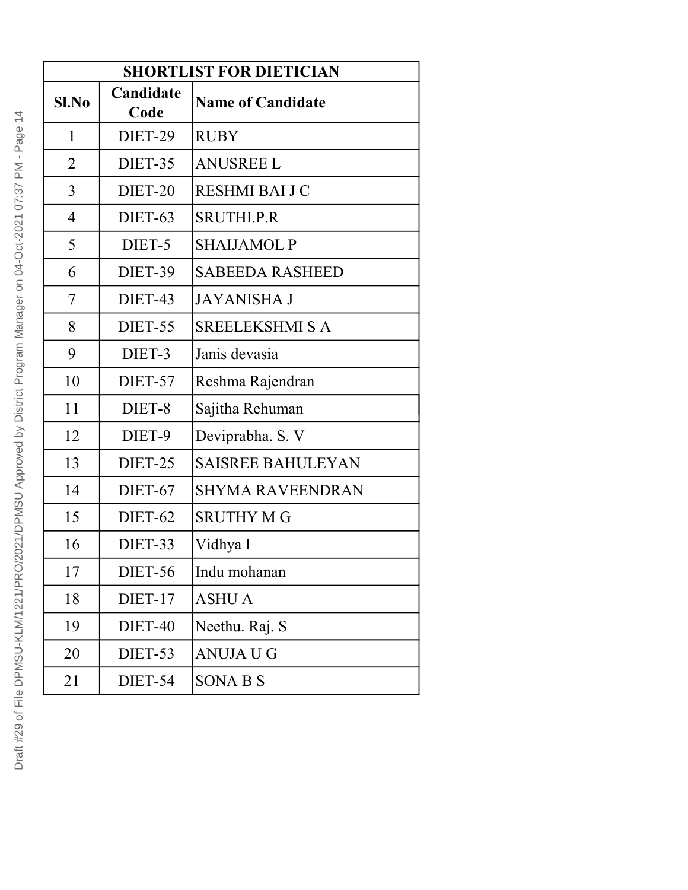| SHORTLIST FOR DIETICIAN | | |
|---|---|---|
| **Sl.No** | **Candidate Code** | **Name of Candidate** |
| 1 | DIET-29 | RUBY |
| 2 | DIET-35 | ANUSREE L |
| 3 | DIET-20 | RESHMI BAI J C |
| 4 | DIET-63 | SRUTHI.P.R |
| 5 | DIET-5 | SHAIJAMOL P |
| 6 | DIET-39 | SABEEDA RASHEED |
| 7 | DIET-43 | JAYANISHA J |
| 8 | DIET-55 | SREELEKSHMI S A |
| 9 | DIET-3 | Janis devasia |
| 10 | DIET-57 | Reshma Rajendran |
| 11 | DIET-8 | Sajitha Rehuman |
| 12 | DIET-9 | Deviprabha. S. V |
| 13 | DIET-25 | SAISREE BAHULEYAN |
| 14 | DIET-67 | SHYMA RAVEENDRAN |
| 15 | DIET-62 | SRUTHY M G |
| 16 | DIET-33 | Vidhya I |
| 17 | DIET-56 | Indu mohanan |
| 18 | DIET-17 | ASHU A |
| 19 | DIET-40 | Neethu. Raj. S |
| 20 | DIET-53 | ANUJA U G |
| 21 | DIET-54 | SONA B S |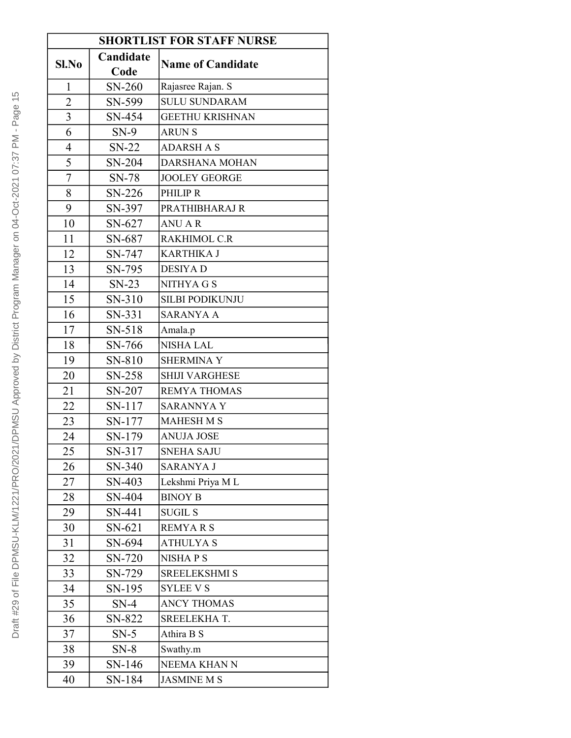| SHORTLIST FOR STAFF NURSE | | |
|---|---|---|
| Sl.No | Candidate Code | Name of Candidate |
| 1 | SN-260 | Rajasree Rajan. S |
| 2 | SN-599 | SULU SUNDARAM |
| 3 | SN-454 | GEETHU KRISHNAN |
| 6 | SN-9 | ARUN S |
| 4 | SN-22 | ADARSH A S |
| 5 | SN-204 | DARSHANA MOHAN |
| 7 | SN-78 | JOOLEY GEORGE |
| 8 | SN-226 | PHILIP R |
| 9 | SN-397 | PRATHIBHARAJ R |
| 10 | SN-627 | ANU A R |
| 11 | SN-687 | RAKHIMOL C.R |
| 12 | SN-747 | KARTHIKA J |
| 13 | SN-795 | DESIYA D |
| 14 | SN-23 | NITHYA G S |
| 15 | SN-310 | SILBI PODIKUNJU |
| 16 | SN-331 | SARANYA A |
| 17 | SN-518 | Amala.p |
| 18 | SN-766 | NISHA LAL |
| 19 | SN-810 | SHERMINA Y |
| 20 | SN-258 | SHIJI VARGHESE |
| 21 | SN-207 | REMYA THOMAS |
| 22 | SN-117 | SARANNYA Y |
| 23 | SN-177 | MAHESH M S |
| 24 | SN-179 | ANUJA JOSE |
| 25 | SN-317 | SNEHA SAJU |
| 26 | SN-340 | SARANYA J |
| 27 | SN-403 | Lekshmi Priya M L |
| 28 | SN-404 | BINOY B |
| 29 | SN-441 | SUGIL S |
| 30 | SN-621 | REMYA R S |
| 31 | SN-694 | ATHULYA S |
| 32 | SN-720 | NISHA P S |
| 33 | SN-729 | SREELEKSHMI S |
| 34 | SN-195 | SYLEE V S |
| 35 | SN-4 | ANCY THOMAS |
| 36 | SN-822 | SREELEKHA T. |
| 37 | SN-5 | Athira B S |
| 38 | SN-8 | Swathy.m |
| 39 | SN-146 | NEEMA KHAN N |
| 40 | SN-184 | JASMINE M S |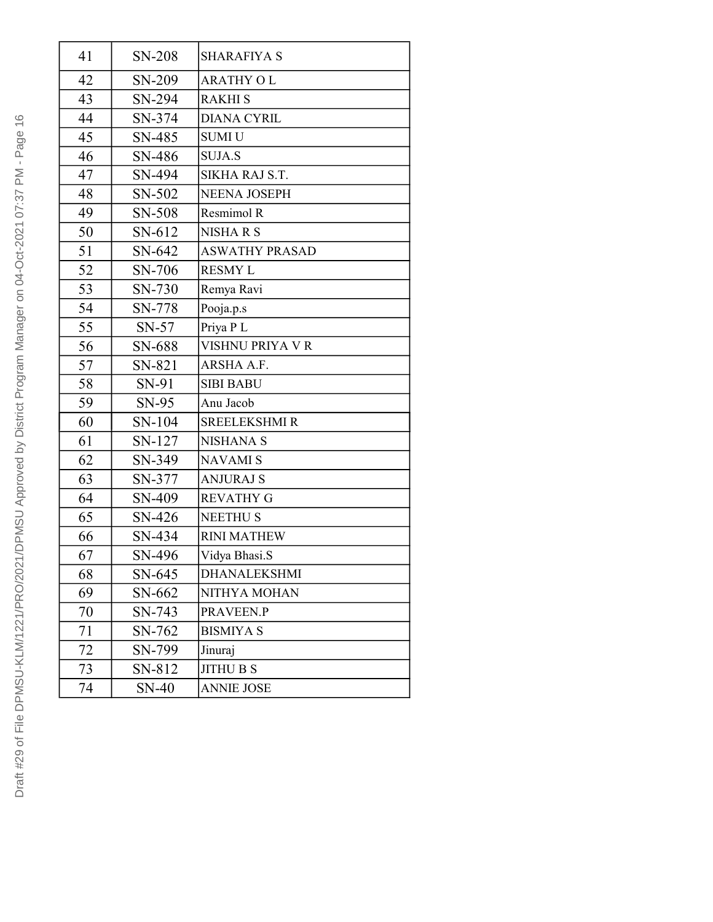| 41 | SN-208 | SHARAFIYA S |
|---|---|---|
| 42 | SN-209 | ARATHY O L |
| 43 | SN-294 | RAKHI S |
| 44 | SN-374 | DIANA CYRIL |
| 45 | SN-485 | SUMI U |
| 46 | SN-486 | SUJA.S |
| 47 | SN-494 | SIKHA RAJ S.T. |
| 48 | SN-502 | NEENA JOSEPH |
| 49 | SN-508 | Resmimol R |
| 50 | SN-612 | NISHA R S |
| 51 | SN-642 | ASWATHY PRASAD |
| 52 | SN-706 | RESMY L |
| 53 | SN-730 | Remya Ravi |
| 54 | SN-778 | Pooja.p.s |
| 55 | SN-57 | Priya P L |
| 56 | SN-688 | VISHNU PRIYA V R |
| 57 | SN-821 | ARSHA A.F. |
| 58 | SN-91 | SIBI BABU |
| 59 | SN-95 | Anu Jacob |
| 60 | SN-104 | SREELEKSHMI R |
| 61 | SN-127 | NISHANA S |
| 62 | SN-349 | NAVAMI S |
| 63 | SN-377 | ANJURAJ S |
| 64 | SN-409 | REVATHY G |
| 65 | SN-426 | NEETHU S |
| 66 | SN-434 | RINI MATHEW |
| 67 | SN-496 | Vidya Bhasi.S |
| 68 | SN-645 | DHANALEKSHMI |
| 69 | SN-662 | NITHYA MOHAN |
| 70 | SN-743 | PRAVEEN.P |
| 71 | SN-762 | BISMIYA S |
| 72 | SN-799 | Jinuraj |
| 73 | SN-812 | JITHU B S |
| 74 | SN-40 | ANNIE JOSE |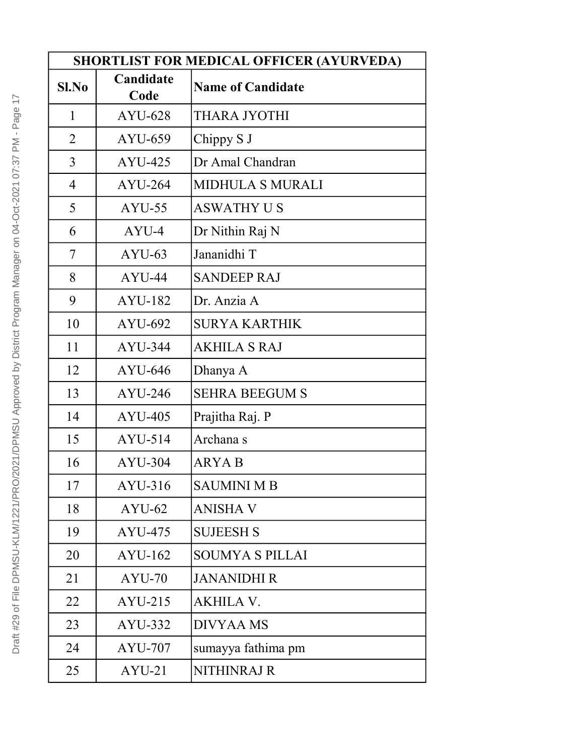| SHORTLIST FOR MEDICAL OFFICER (AYURVEDA) | | |
|---|---|---|
| **Sl.No** | **Candidate Code** | **Name of Candidate** |
| 1 | AYU-628 | THARA JYOTHI |
| 2 | AYU-659 | Chippy S J |
| 3 | AYU-425 | Dr Amal Chandran |
| 4 | AYU-264 | MIDHULA S MURALI |
| 5 | AYU-55 | ASWATHY U S |
| 6 | AYU-4 | Dr Nithin Raj N |
| 7 | AYU-63 | Jananidhi T |
| 8 | AYU-44 | SANDEEP RAJ |
| 9 | AYU-182 | Dr. Anzia A |
| 10 | AYU-692 | SURYA KARTHIK |
| 11 | AYU-344 | AKHILA S RAJ |
| 12 | AYU-646 | Dhanya A |
| 13 | AYU-246 | SEHRA BEEGUM S |
| 14 | AYU-405 | Prajitha Raj. P |
| 15 | AYU-514 | Archana s |
| 16 | AYU-304 | ARYA B |
| 17 | AYU-316 | SAUMINI M B |
| 18 | AYU-62 | ANISHA V |
| 19 | AYU-475 | SUJEESH S |
| 20 | AYU-162 | SOUMYA S PILLAI |
| 21 | AYU-70 | JANANIDHI R |
| 22 | AYU-215 | AKHILA V. |
| 23 | AYU-332 | DIVYAA MS |
| 24 | AYU-707 | sumayya fathima pm |
| 25 | AYU-21 | NITHINRAJ R |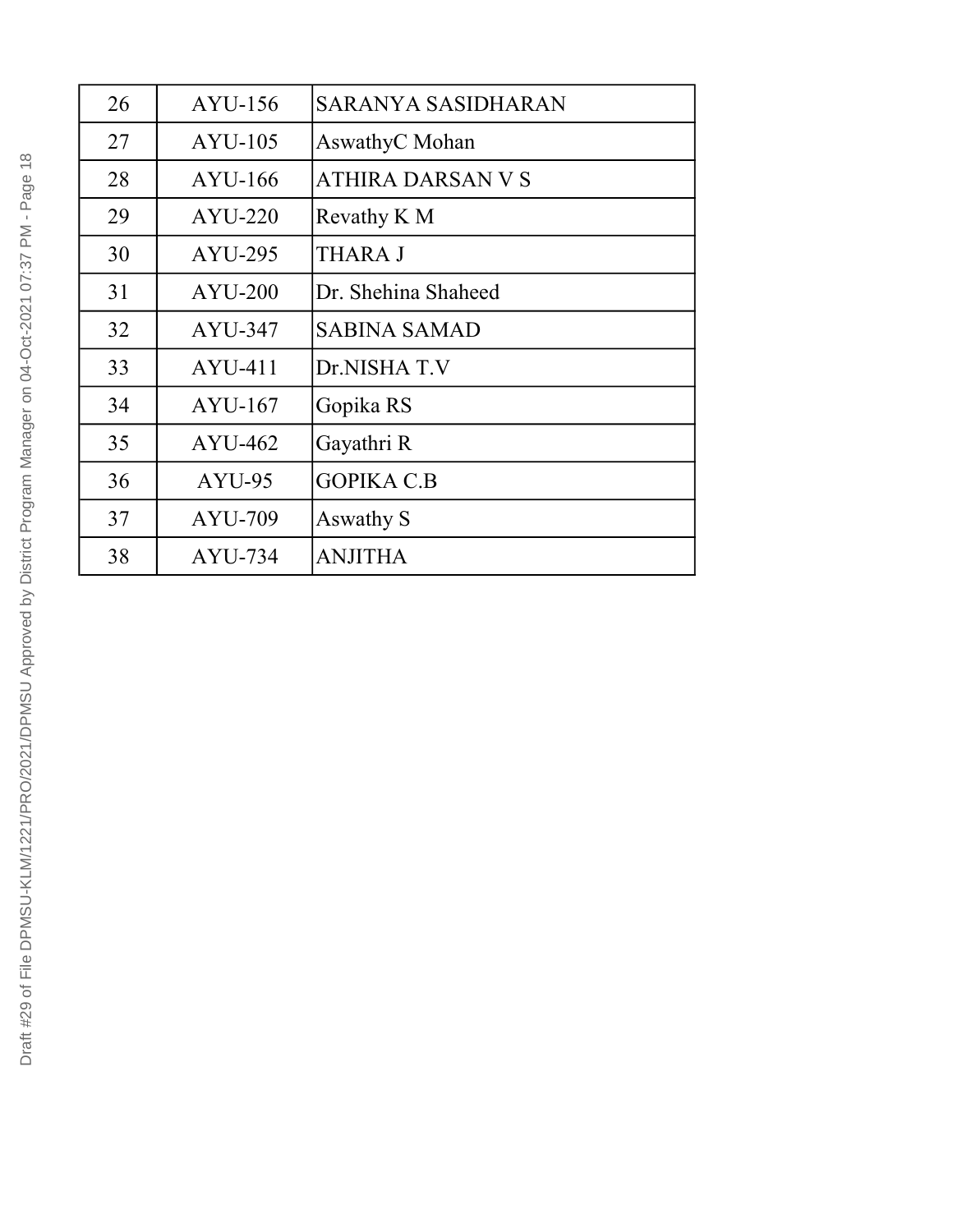| | | |
|---|---|---|
| 26 | AYU-156 | SARANYA SASIDHARAN |
| 27 | AYU-105 | AswathyC Mohan |
| 28 | AYU-166 | ATHIRA DARSAN V S |
| 29 | AYU-220 | Revathy K M |
| 30 | AYU-295 | THARA J |
| 31 | AYU-200 | Dr. Shehina Shaheed |
| 32 | AYU-347 | SABINA SAMAD |
| 33 | AYU-411 | Dr.NISHA T.V |
| 34 | AYU-167 | Gopika RS |
| 35 | AYU-462 | Gayathri R |
| 36 | AYU-95 | GOPIKA C.B |
| 37 | AYU-709 | Aswathy S |
| 38 | AYU-734 | ANJITHA |